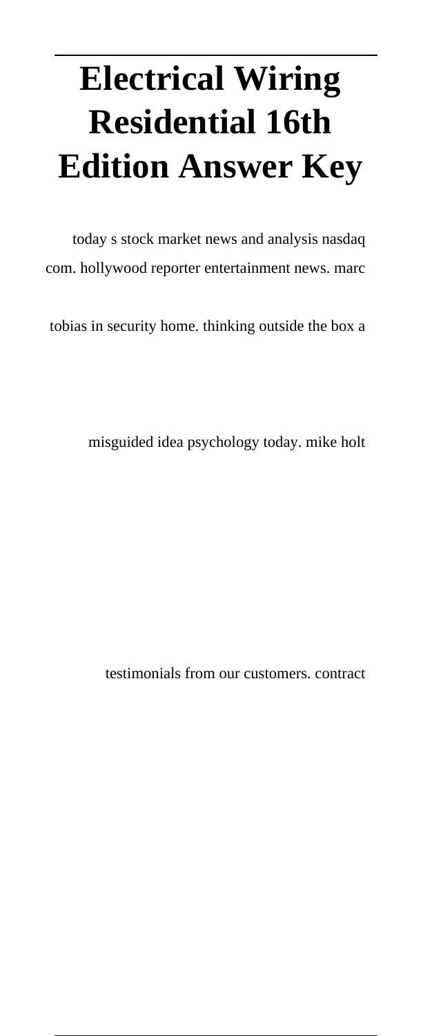# Electrical Wiring Residential 16th Edition Answer Key

today s stock market news and analysis nasdaq com. hollywood reporter entertainment news. marc tobias in security home. thinking outside the box a misguided idea psychology today. mike holt testimonials from our customers. contract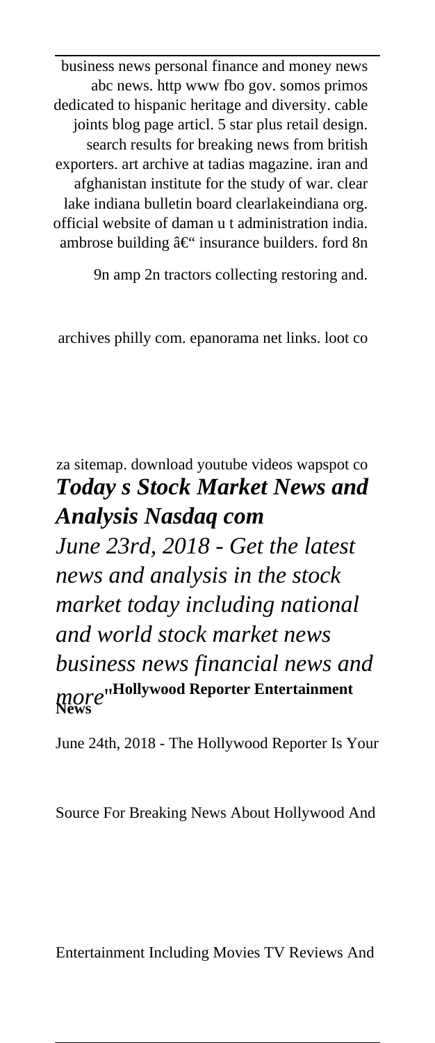business news personal finance and money news abc news. http www fbo gov. somos primos dedicated to hispanic heritage and diversity. cable joints blog page articl. 5 star plus retail design. search results for breaking news from british exporters. art archive at tadias magazine. iran and afghanistan institute for the study of war. clear lake indiana bulletin board clearlakeindiana org. official website of daman u t administration india. ambrose building â€" insurance builders. ford 8n 9n amp 2n tractors collecting restoring and. archives philly com. epanorama net links. loot co za sitemap. download youtube videos wapspot co

***Today s Stock Market News and Analysis Nasdaq com***

*June 23rd, 2018 - Get the latest news and analysis in the stock market today including national and world stock market news business news financial news and more*''**Hollywood Reporter Entertainment News**

June 24th, 2018 - The Hollywood Reporter Is Your Source For Breaking News About Hollywood And Entertainment Including Movies TV Reviews And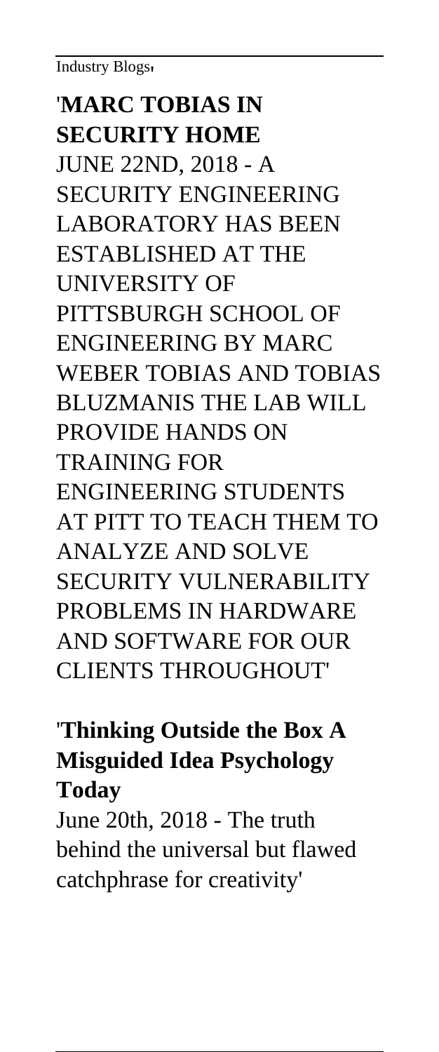Industry Blogs'

'**MARC TOBIAS IN SECURITY HOME**
JUNE 22ND, 2018 - A SECURITY ENGINEERING LABORATORY HAS BEEN ESTABLISHED AT THE UNIVERSITY OF PITTSBURGH SCHOOL OF ENGINEERING BY MARC WEBER TOBIAS AND TOBIAS BLUZMANIS THE LAB WILL PROVIDE HANDS ON TRAINING FOR ENGINEERING STUDENTS AT PITT TO TEACH THEM TO ANALYZE AND SOLVE SECURITY VULNERABILITY PROBLEMS IN HARDWARE AND SOFTWARE FOR OUR CLIENTS THROUGHOUT'

'**Thinking Outside the Box A Misguided Idea Psychology Today**
June 20th, 2018 - The truth behind the universal but flawed catchphrase for creativity'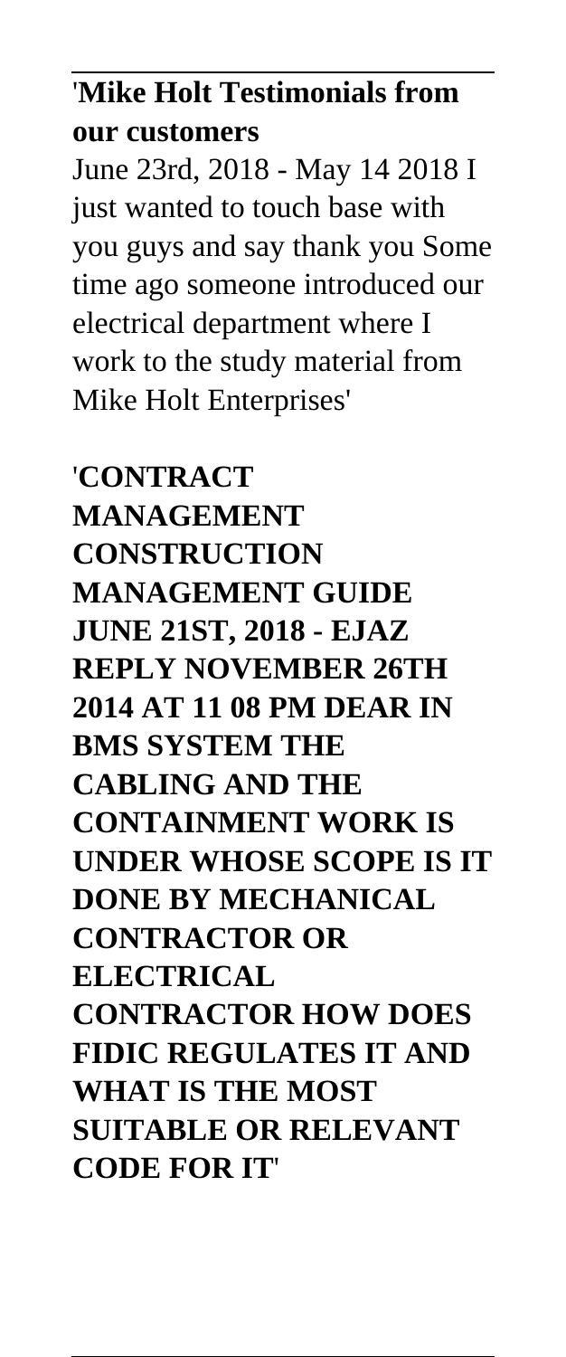'**Mike Holt Testimonials from our customers**

June 23rd, 2018 - May 14 2018 I just wanted to touch base with you guys and say thank you Some time ago someone introduced our electrical department where I work to the study material from Mike Holt Enterprises'

'**CONTRACT MANAGEMENT CONSTRUCTION MANAGEMENT GUIDE JUNE 21ST, 2018 - EJAZ REPLY NOVEMBER 26TH 2014 AT 11 08 PM DEAR IN BMS SYSTEM THE CABLING AND THE CONTAINMENT WORK IS UNDER WHOSE SCOPE IS IT DONE BY MECHANICAL CONTRACTOR OR ELECTRICAL CONTRACTOR HOW DOES FIDIC REGULATES IT AND WHAT IS THE MOST SUITABLE OR RELEVANT CODE FOR IT**'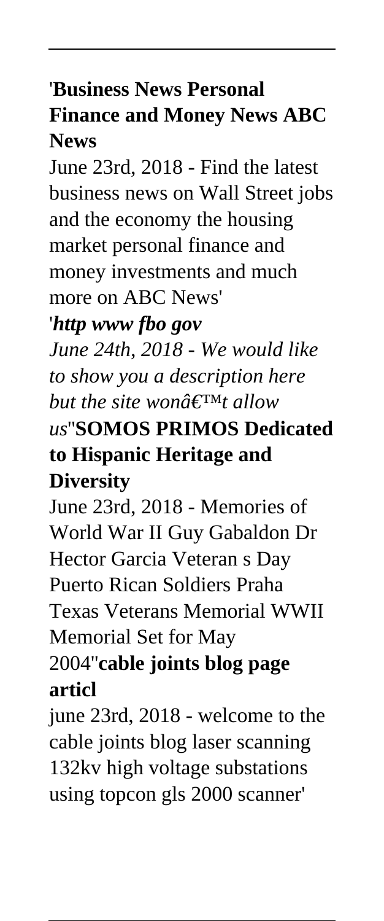'**Business News Personal Finance and Money News ABC News**

June 23rd, 2018 - Find the latest business news on Wall Street jobs and the economy the housing market personal finance and money investments and much more on ABC News'

'***http www fbo gov***

*June 24th, 2018 - We would like to show you a description here but the site wonâ€™t allow us*''**SOMOS PRIMOS Dedicated to Hispanic Heritage and Diversity**

June 23rd, 2018 - Memories of World War II Guy Gabaldon Dr Hector Garcia Veteran s Day Puerto Rican Soldiers Praha Texas Veterans Memorial WWII Memorial Set for May 2004''**cable joints blog page articl**

june 23rd, 2018 - welcome to the cable joints blog laser scanning 132kv high voltage substations using topcon gls 2000 scanner'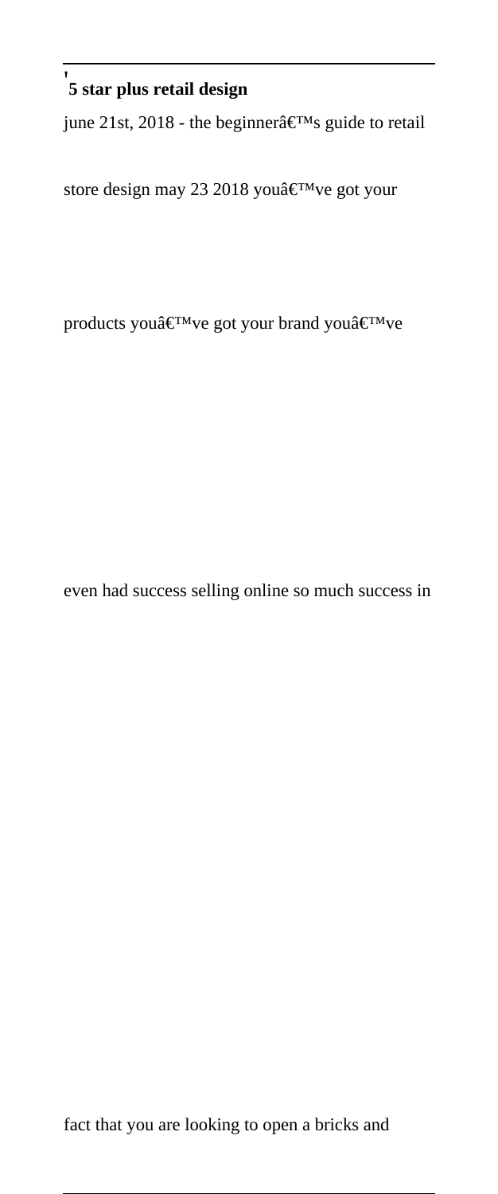'**5 star plus retail design**

june 21st, 2018 - the beginnerâ€™s guide to retail store design may 23 2018 youâ€™ve got your products youâ€™ve got your brand youâ€™ve even had success selling online so much success in fact that you are looking to open a bricks and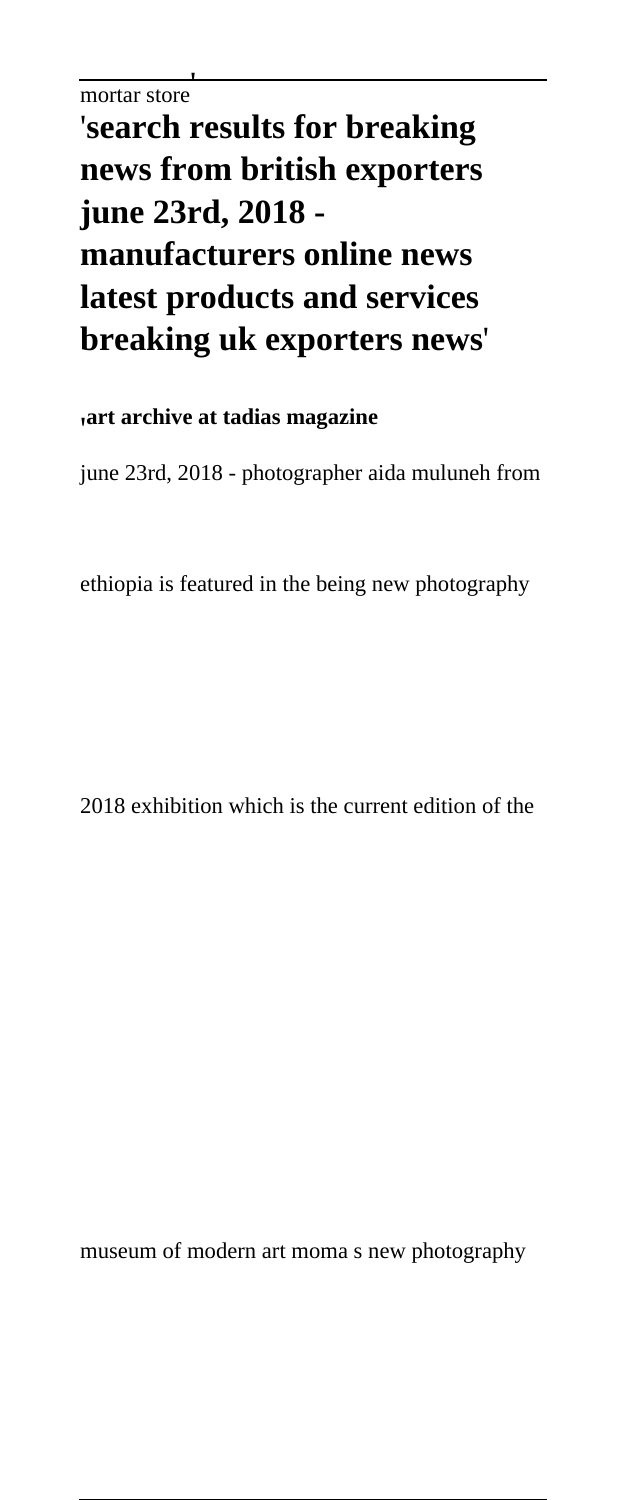mortar store

## 'search results for breaking news from british exporters june 23rd, 2018 - manufacturers online news latest products and services breaking uk exporters news'

'**art archive at tadias magazine**

june 23rd, 2018 - photographer aida muluneh from

ethiopia is featured in the being new photography

2018 exhibition which is the current edition of the

museum of modern art moma s new photography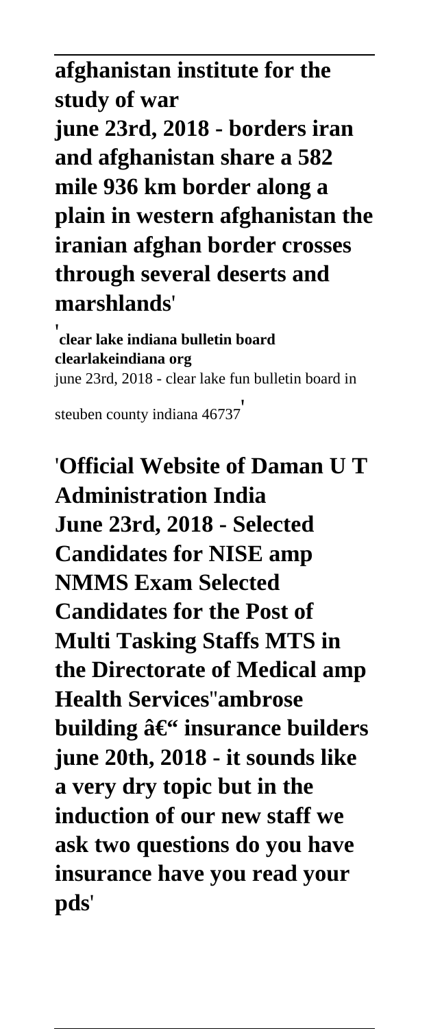**afghanistan institute for the study of war**
**june 23rd, 2018 - borders iran and afghanistan share a 582 mile 936 km border along a plain in western afghanistan the iranian afghan border crosses through several deserts and marshlands**'

'**clear lake indiana bulletin board clearlakeindiana org**
june 23rd, 2018 - clear lake fun bulletin board in steuben county indiana 46737'

'**Official Website of Daman U T Administration India**
**June 23rd, 2018 - Selected Candidates for NISE amp NMMS Exam Selected Candidates for the Post of Multi Tasking Staffs MTS in the Directorate of Medical amp Health Services**''**ambrose building â€" insurance builders**
**june 20th, 2018 - it sounds like a very dry topic but in the induction of our new staff we ask two questions do you have insurance have you read your pds**'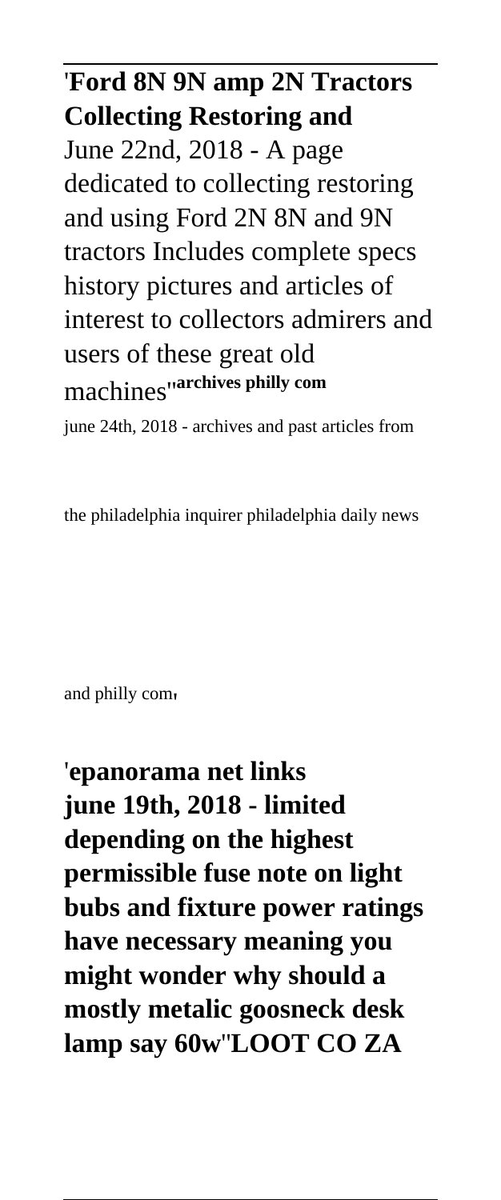'**Ford 8N 9N amp 2N Tractors Collecting Restoring and**
June 22nd, 2018 - A page dedicated to collecting restoring and using Ford 2N 8N and 9N tractors Includes complete specs history pictures and articles of interest to collectors admirers and users of these great old machines''**archives philly com**
june 24th, 2018 - archives and past articles from the philadelphia inquirer philadelphia daily news and philly com'

'**epanorama net links june 19th, 2018 - limited depending on the highest permissible fuse note on light bubs and fixture power ratings have necessary meaning you might wonder why should a mostly metalic goosneck desk lamp say 60w**''**LOOT CO ZA**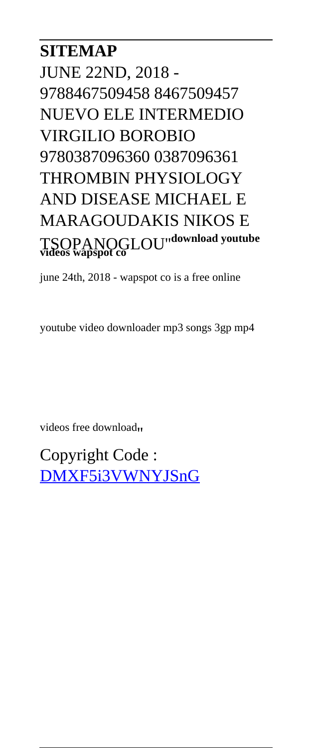## SITEMAP

JUNE 22ND, 2018 - 9788467509458 8467509457 NUEVO ELE INTERMEDIO VIRGILIO BOROBIO 9780387096360 0387096361 THROMBIN PHYSIOLOGY AND DISEASE MICHAEL E MARAGOUDAKIS NIKOS E TSOPANOGLOU''**download youtube videos wapspot co**

june 24th, 2018 - wapspot co is a free online youtube video downloader mp3 songs 3gp mp4 videos free download''

Copyright Code : DMXF5i3VWNYJSnG